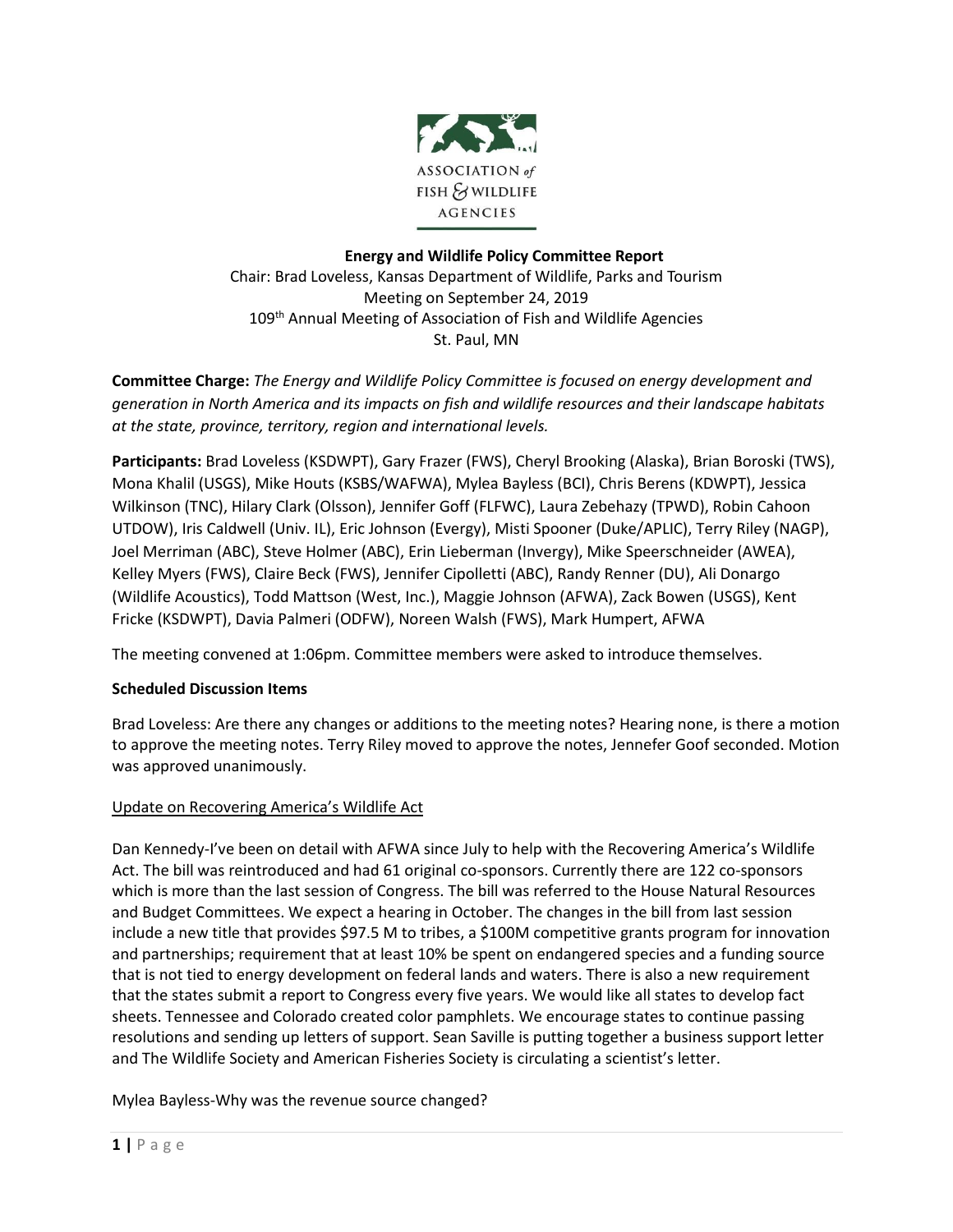ASSOCIATION *of* FISH & WILDLIFE AGENCIES

**Energy and Wildlife Policy Committee Report**
Chair: Brad Loveless, Kansas Department of Wildlife, Parks and Tourism
Meeting on September 24, 2019
109th Annual Meeting of Association of Fish and Wildlife Agencies
St. Paul, MN

**Committee Charge:** *The Energy and Wildlife Policy Committee is focused on energy development and generation in North America and its impacts on fish and wildlife resources and their landscape habitats at the state, province, territory, region and international levels.*

**Participants:** Brad Loveless (KSDWPT), Gary Frazer (FWS), Cheryl Brooking (Alaska), Brian Boroski (TWS), Mona Khalil (USGS), Mike Houts (KSBS/WAFWA), Mylea Bayless (BCI), Chris Berens (KDWPT), Jessica Wilkinson (TNC), Hilary Clark (Olsson), Jennifer Goff (FLFWC), Laura Zebehazy (TPWD), Robin Cahoon UTDOW), Iris Caldwell (Univ. IL), Eric Johnson (Evergy), Misti Spooner (Duke/APLIC), Terry Riley (NAGP), Joel Merriman (ABC), Steve Holmer (ABC), Erin Lieberman (Invergy), Mike Speerschneider (AWEA), Kelley Myers (FWS), Claire Beck (FWS), Jennifer Cipolletti (ABC), Randy Renner (DU), Ali Donargo (Wildlife Acoustics), Todd Mattson (West, Inc.), Maggie Johnson (AFWA), Zack Bowen (USGS), Kent Fricke (KSDWPT), Davia Palmeri (ODFW), Noreen Walsh (FWS), Mark Humpert, AFWA

The meeting convened at 1:06pm. Committee members were asked to introduce themselves.

**Scheduled Discussion Items**

Brad Loveless: Are there any changes or additions to the meeting notes? Hearing none, is there a motion to approve the meeting notes. Terry Riley moved to approve the notes, Jennefer Goof seconded. Motion was approved unanimously.

Update on Recovering America's Wildlife Act

Dan Kennedy-I've been on detail with AFWA since July to help with the Recovering America's Wildlife Act. The bill was reintroduced and had 61 original co-sponsors. Currently there are 122 co-sponsors which is more than the last session of Congress. The bill was referred to the House Natural Resources and Budget Committees. We expect a hearing in October. The changes in the bill from last session include a new title that provides $97.5 M to tribes, a $100M competitive grants program for innovation and partnerships; requirement that at least 10% be spent on endangered species and a funding source that is not tied to energy development on federal lands and waters. There is also a new requirement that the states submit a report to Congress every five years. We would like all states to develop fact sheets. Tennessee and Colorado created color pamphlets. We encourage states to continue passing resolutions and sending up letters of support. Sean Saville is putting together a business support letter and The Wildlife Society and American Fisheries Society is circulating a scientist's letter.

Mylea Bayless-Why was the revenue source changed?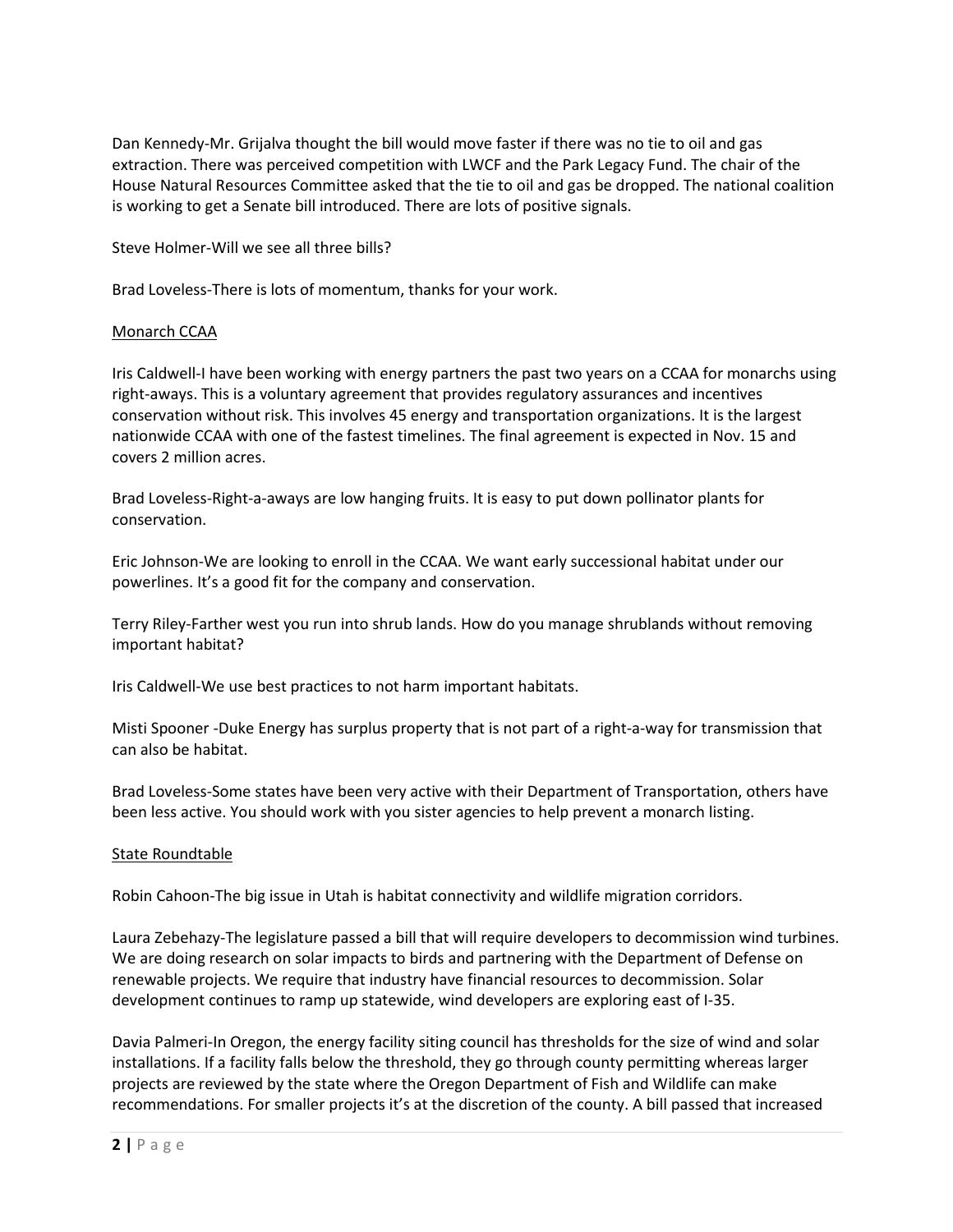Dan Kennedy-Mr. Grijalva thought the bill would move faster if there was no tie to oil and gas extraction. There was perceived competition with LWCF and the Park Legacy Fund. The chair of the House Natural Resources Committee asked that the tie to oil and gas be dropped. The national coalition is working to get a Senate bill introduced. There are lots of positive signals.

Steve Holmer-Will we see all three bills?

Brad Loveless-There is lots of momentum, thanks for your work.

Monarch CCAA

Iris Caldwell-I have been working with energy partners the past two years on a CCAA for monarchs using right-aways. This is a voluntary agreement that provides regulatory assurances and incentives conservation without risk. This involves 45 energy and transportation organizations. It is the largest nationwide CCAA with one of the fastest timelines. The final agreement is expected in Nov. 15 and covers 2 million acres.

Brad Loveless-Right-a-aways are low hanging fruits. It is easy to put down pollinator plants for conservation.

Eric Johnson-We are looking to enroll in the CCAA. We want early successional habitat under our powerlines. It's a good fit for the company and conservation.

Terry Riley-Farther west you run into shrub lands. How do you manage shrublands without removing important habitat?

Iris Caldwell-We use best practices to not harm important habitats.

Misti Spooner -Duke Energy has surplus property that is not part of a right-a-way for transmission that can also be habitat.

Brad Loveless-Some states have been very active with their Department of Transportation, others have been less active. You should work with you sister agencies to help prevent a monarch listing.

State Roundtable

Robin Cahoon-The big issue in Utah is habitat connectivity and wildlife migration corridors.

Laura Zebehazy-The legislature passed a bill that will require developers to decommission wind turbines. We are doing research on solar impacts to birds and partnering with the Department of Defense on renewable projects. We require that industry have financial resources to decommission. Solar development continues to ramp up statewide, wind developers are exploring east of I-35.

Davia Palmeri-In Oregon, the energy facility siting council has thresholds for the size of wind and solar installations. If a facility falls below the threshold, they go through county permitting whereas larger projects are reviewed by the state where the Oregon Department of Fish and Wildlife can make recommendations. For smaller projects it's at the discretion of the county. A bill passed that increased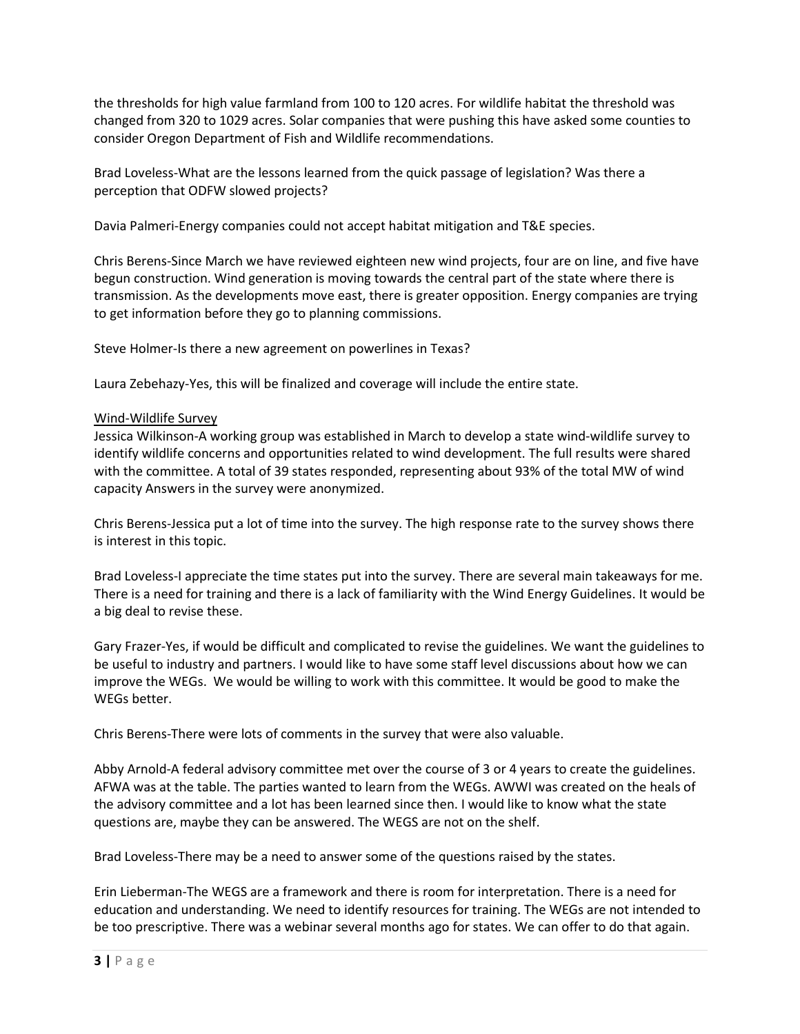the thresholds for high value farmland from 100 to 120 acres. For wildlife habitat the threshold was changed from 320 to 1029 acres. Solar companies that were pushing this have asked some counties to consider Oregon Department of Fish and Wildlife recommendations.

Brad Loveless-What are the lessons learned from the quick passage of legislation? Was there a perception that ODFW slowed projects?

Davia Palmeri-Energy companies could not accept habitat mitigation and T&E species.

Chris Berens-Since March we have reviewed eighteen new wind projects, four are on line, and five have begun construction. Wind generation is moving towards the central part of the state where there is transmission. As the developments move east, there is greater opposition. Energy companies are trying to get information before they go to planning commissions.

Steve Holmer-Is there a new agreement on powerlines in Texas?

Laura Zebehazy-Yes, this will be finalized and coverage will include the entire state.

<u>Wind-Wildlife Survey</u>

Jessica Wilkinson-A working group was established in March to develop a state wind-wildlife survey to identify wildlife concerns and opportunities related to wind development. The full results were shared with the committee. A total of 39 states responded, representing about 93% of the total MW of wind capacity Answers in the survey were anonymized.

Chris Berens-Jessica put a lot of time into the survey. The high response rate to the survey shows there is interest in this topic.

Brad Loveless-I appreciate the time states put into the survey. There are several main takeaways for me. There is a need for training and there is a lack of familiarity with the Wind Energy Guidelines. It would be a big deal to revise these.

Gary Frazer-Yes, if would be difficult and complicated to revise the guidelines. We want the guidelines to be useful to industry and partners. I would like to have some staff level discussions about how we can improve the WEGs. We would be willing to work with this committee. It would be good to make the WEGs better.

Chris Berens-There were lots of comments in the survey that were also valuable.

Abby Arnold-A federal advisory committee met over the course of 3 or 4 years to create the guidelines. AFWA was at the table. The parties wanted to learn from the WEGs. AWWI was created on the heals of the advisory committee and a lot has been learned since then. I would like to know what the state questions are, maybe they can be answered. The WEGS are not on the shelf.

Brad Loveless-There may be a need to answer some of the questions raised by the states.

Erin Lieberman-The WEGS are a framework and there is room for interpretation. There is a need for education and understanding. We need to identify resources for training. The WEGs are not intended to be too prescriptive. There was a webinar several months ago for states. We can offer to do that again.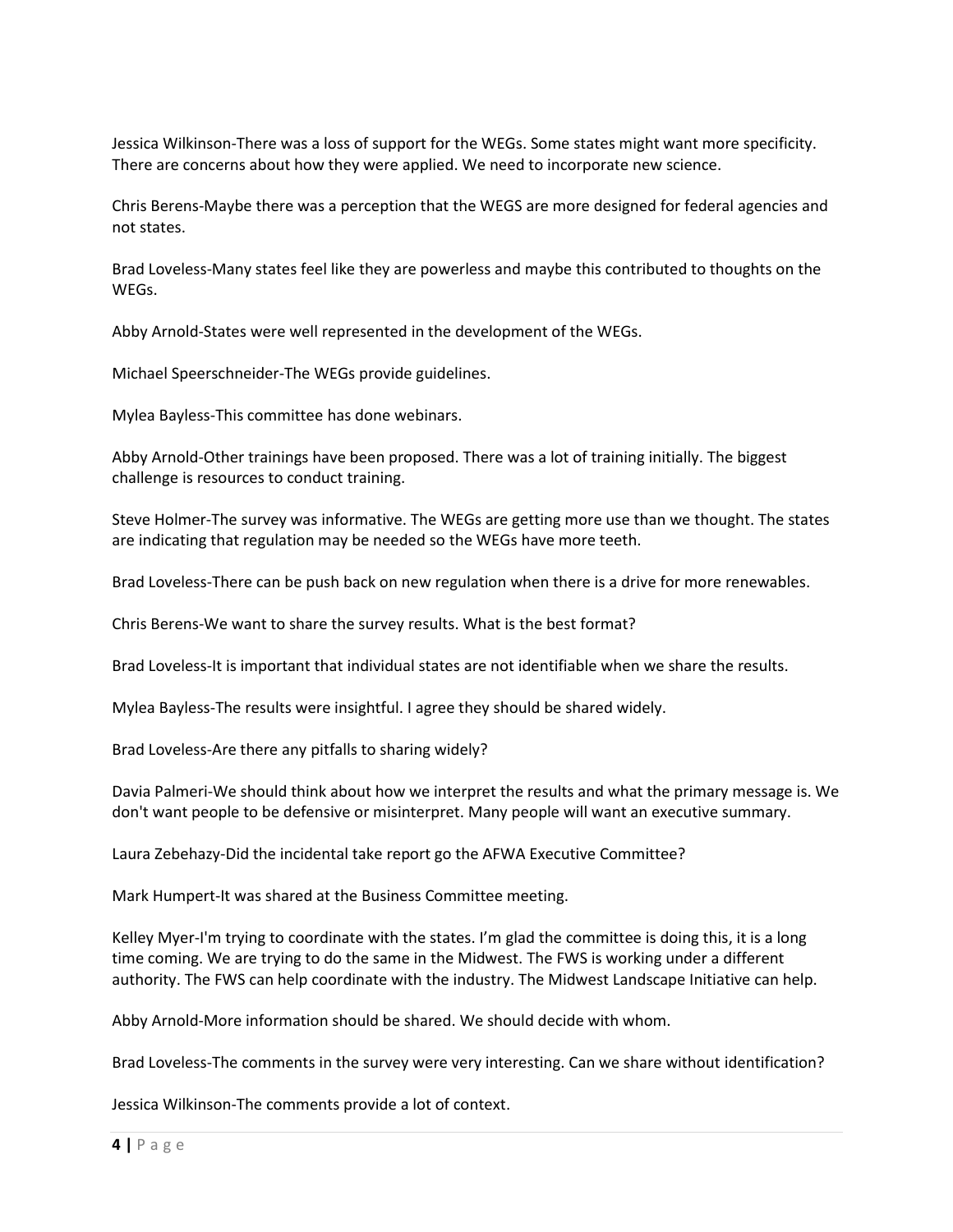Jessica Wilkinson-There was a loss of support for the WEGs. Some states might want more specificity. There are concerns about how they were applied. We need to incorporate new science.

Chris Berens-Maybe there was a perception that the WEGS are more designed for federal agencies and not states.

Brad Loveless-Many states feel like they are powerless and maybe this contributed to thoughts on the WEGs.

Abby Arnold-States were well represented in the development of the WEGs.

Michael Speerschneider-The WEGs provide guidelines.

Mylea Bayless-This committee has done webinars.

Abby Arnold-Other trainings have been proposed. There was a lot of training initially. The biggest challenge is resources to conduct training.

Steve Holmer-The survey was informative. The WEGs are getting more use than we thought. The states are indicating that regulation may be needed so the WEGs have more teeth.

Brad Loveless-There can be push back on new regulation when there is a drive for more renewables.

Chris Berens-We want to share the survey results. What is the best format?

Brad Loveless-It is important that individual states are not identifiable when we share the results.

Mylea Bayless-The results were insightful. I agree they should be shared widely.

Brad Loveless-Are there any pitfalls to sharing widely?

Davia Palmeri-We should think about how we interpret the results and what the primary message is. We don't want people to be defensive or misinterpret. Many people will want an executive summary.

Laura Zebehazy-Did the incidental take report go the AFWA Executive Committee?

Mark Humpert-It was shared at the Business Committee meeting.

Kelley Myer-I'm trying to coordinate with the states. I'm glad the committee is doing this, it is a long time coming. We are trying to do the same in the Midwest. The FWS is working under a different authority. The FWS can help coordinate with the industry. The Midwest Landscape Initiative can help.

Abby Arnold-More information should be shared. We should decide with whom.

Brad Loveless-The comments in the survey were very interesting. Can we share without identification?

Jessica Wilkinson-The comments provide a lot of context.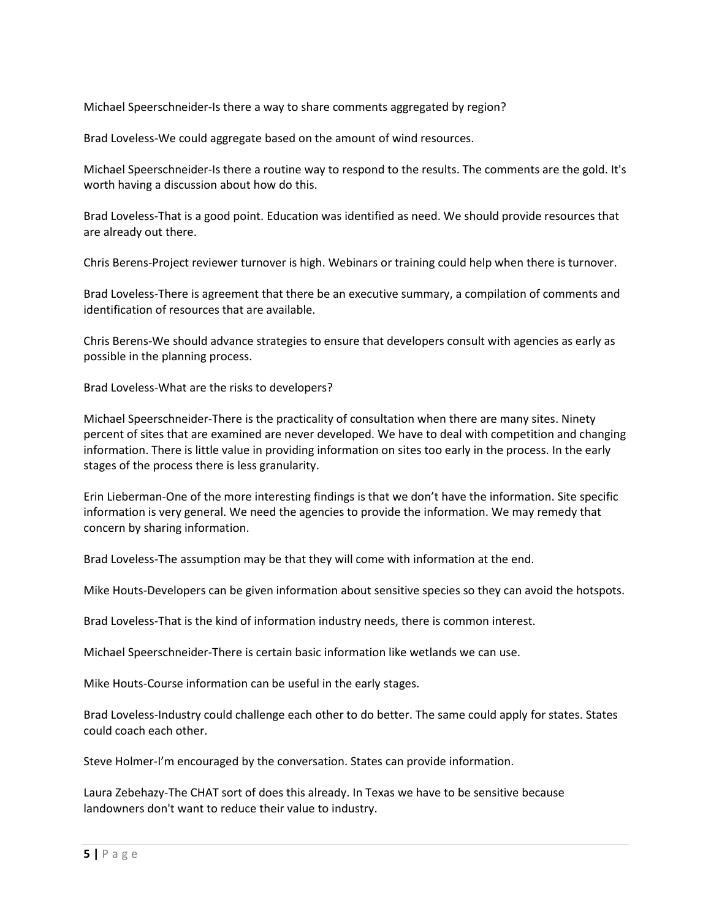Michael Speerschneider-Is there a way to share comments aggregated by region?

Brad Loveless-We could aggregate based on the amount of wind resources.

Michael Speerschneider-Is there a routine way to respond to the results. The comments are the gold. It's worth having a discussion about how do this.

Brad Loveless-That is a good point. Education was identified as need. We should provide resources that are already out there.

Chris Berens-Project reviewer turnover is high. Webinars or training could help when there is turnover.

Brad Loveless-There is agreement that there be an executive summary, a compilation of comments and identification of resources that are available.

Chris Berens-We should advance strategies to ensure that developers consult with agencies as early as possible in the planning process.

Brad Loveless-What are the risks to developers?

Michael Speerschneider-There is the practicality of consultation when there are many sites. Ninety percent of sites that are examined are never developed. We have to deal with competition and changing information. There is little value in providing information on sites too early in the process. In the early stages of the process there is less granularity.

Erin Lieberman-One of the more interesting findings is that we don't have the information. Site specific information is very general. We need the agencies to provide the information. We may remedy that concern by sharing information.

Brad Loveless-The assumption may be that they will come with information at the end.

Mike Houts-Developers can be given information about sensitive species so they can avoid the hotspots.

Brad Loveless-That is the kind of information industry needs, there is common interest.

Michael Speerschneider-There is certain basic information like wetlands we can use.

Mike Houts-Course information can be useful in the early stages.

Brad Loveless-Industry could challenge each other to do better. The same could apply for states. States could coach each other.

Steve Holmer-I'm encouraged by the conversation. States can provide information.

Laura Zebehazy-The CHAT sort of does this already. In Texas we have to be sensitive because landowners don't want to reduce their value to industry.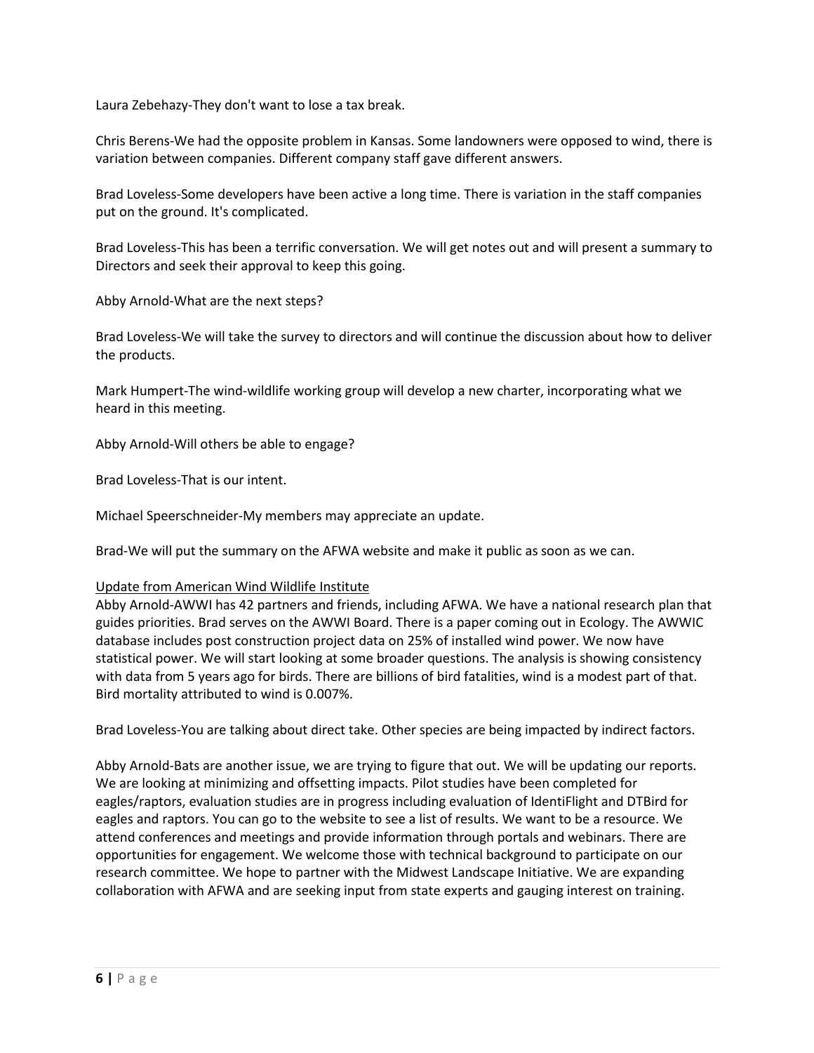Laura Zebehazy-They don't want to lose a tax break.

Chris Berens-We had the opposite problem in Kansas. Some landowners were opposed to wind, there is variation between companies. Different company staff gave different answers.

Brad Loveless-Some developers have been active a long time. There is variation in the staff companies put on the ground. It's complicated.

Brad Loveless-This has been a terrific conversation. We will get notes out and will present a summary to Directors and seek their approval to keep this going.

Abby Arnold-What are the next steps?

Brad Loveless-We will take the survey to directors and will continue the discussion about how to deliver the products.

Mark Humpert-The wind-wildlife working group will develop a new charter, incorporating what we heard in this meeting.

Abby Arnold-Will others be able to engage?

Brad Loveless-That is our intent.

Michael Speerschneider-My members may appreciate an update.

Brad-We will put the summary on the AFWA website and make it public as soon as we can.

<u>Update from American Wind Wildlife Institute</u>

Abby Arnold-AWWI has 42 partners and friends, including AFWA. We have a national research plan that guides priorities. Brad serves on the AWWI Board. There is a paper coming out in Ecology. The AWWIC database includes post construction project data on 25% of installed wind power. We now have statistical power. We will start looking at some broader questions. The analysis is showing consistency with data from 5 years ago for birds. There are billions of bird fatalities, wind is a modest part of that. Bird mortality attributed to wind is 0.007%.

Brad Loveless-You are talking about direct take. Other species are being impacted by indirect factors.

Abby Arnold-Bats are another issue, we are trying to figure that out. We will be updating our reports. We are looking at minimizing and offsetting impacts. Pilot studies have been completed for eagles/raptors, evaluation studies are in progress including evaluation of IdentiFlight and DTBird for eagles and raptors. You can go to the website to see a list of results. We want to be a resource. We attend conferences and meetings and provide information through portals and webinars. There are opportunities for engagement. We welcome those with technical background to participate on our research committee. We hope to partner with the Midwest Landscape Initiative. We are expanding collaboration with AFWA and are seeking input from state experts and gauging interest on training.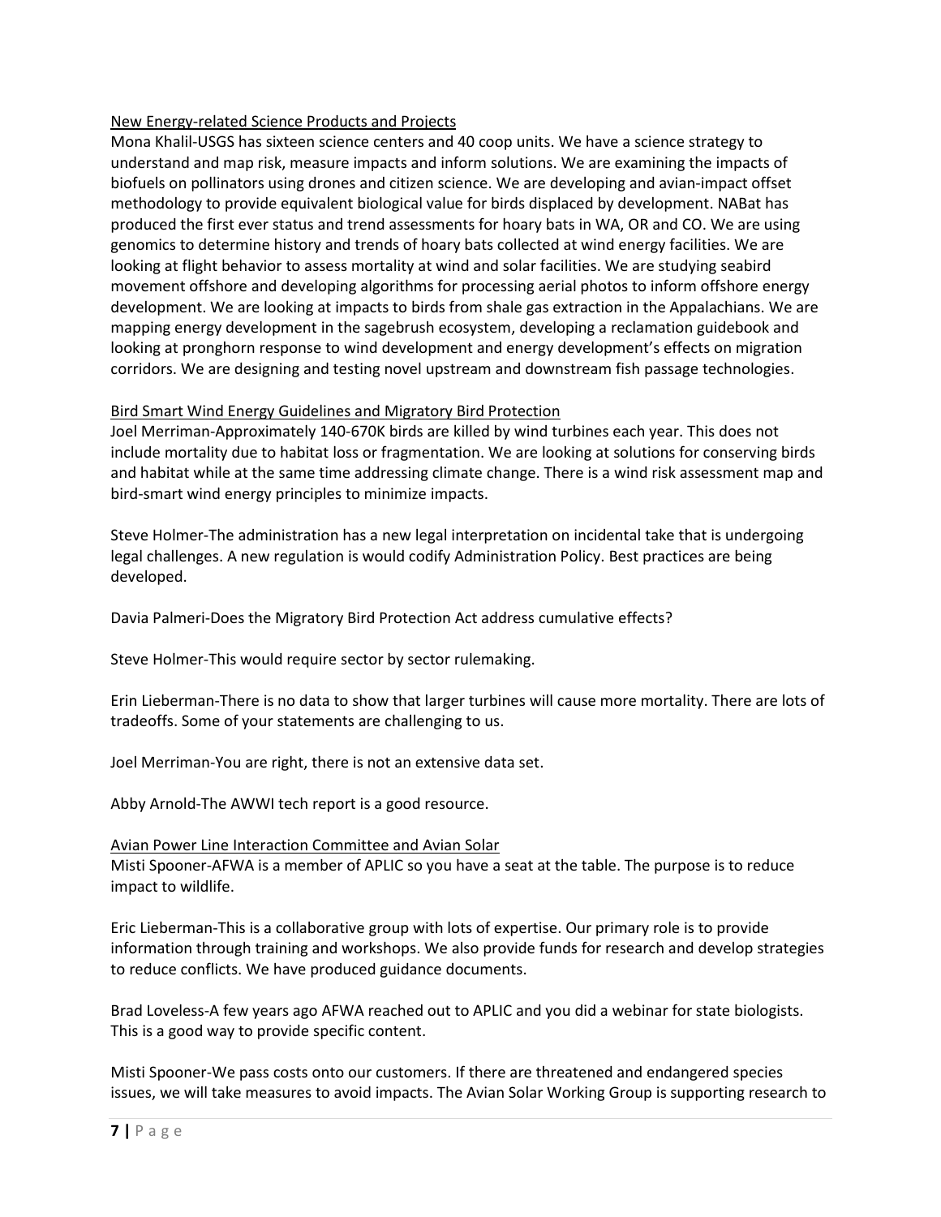New Energy-related Science Products and Projects

Mona Khalil-USGS has sixteen science centers and 40 coop units. We have a science strategy to understand and map risk, measure impacts and inform solutions. We are examining the impacts of biofuels on pollinators using drones and citizen science. We are developing and avian-impact offset methodology to provide equivalent biological value for birds displaced by development. NABat has produced the first ever status and trend assessments for hoary bats in WA, OR and CO. We are using genomics to determine history and trends of hoary bats collected at wind energy facilities. We are looking at flight behavior to assess mortality at wind and solar facilities. We are studying seabird movement offshore and developing algorithms for processing aerial photos to inform offshore energy development. We are looking at impacts to birds from shale gas extraction in the Appalachians. We are mapping energy development in the sagebrush ecosystem, developing a reclamation guidebook and looking at pronghorn response to wind development and energy development's effects on migration corridors. We are designing and testing novel upstream and downstream fish passage technologies.

Bird Smart Wind Energy Guidelines and Migratory Bird Protection

Joel Merriman-Approximately 140-670K birds are killed by wind turbines each year. This does not include mortality due to habitat loss or fragmentation. We are looking at solutions for conserving birds and habitat while at the same time addressing climate change. There is a wind risk assessment map and bird-smart wind energy principles to minimize impacts.

Steve Holmer-The administration has a new legal interpretation on incidental take that is undergoing legal challenges. A new regulation is would codify Administration Policy. Best practices are being developed.

Davia Palmeri-Does the Migratory Bird Protection Act address cumulative effects?

Steve Holmer-This would require sector by sector rulemaking.

Erin Lieberman-There is no data to show that larger turbines will cause more mortality. There are lots of tradeoffs. Some of your statements are challenging to us.

Joel Merriman-You are right, there is not an extensive data set.

Abby Arnold-The AWWI tech report is a good resource.

Avian Power Line Interaction Committee and Avian Solar

Misti Spooner-AFWA is a member of APLIC so you have a seat at the table. The purpose is to reduce impact to wildlife.

Eric Lieberman-This is a collaborative group with lots of expertise. Our primary role is to provide information through training and workshops. We also provide funds for research and develop strategies to reduce conflicts. We have produced guidance documents.

Brad Loveless-A few years ago AFWA reached out to APLIC and you did a webinar for state biologists. This is a good way to provide specific content.

Misti Spooner-We pass costs onto our customers. If there are threatened and endangered species issues, we will take measures to avoid impacts. The Avian Solar Working Group is supporting research to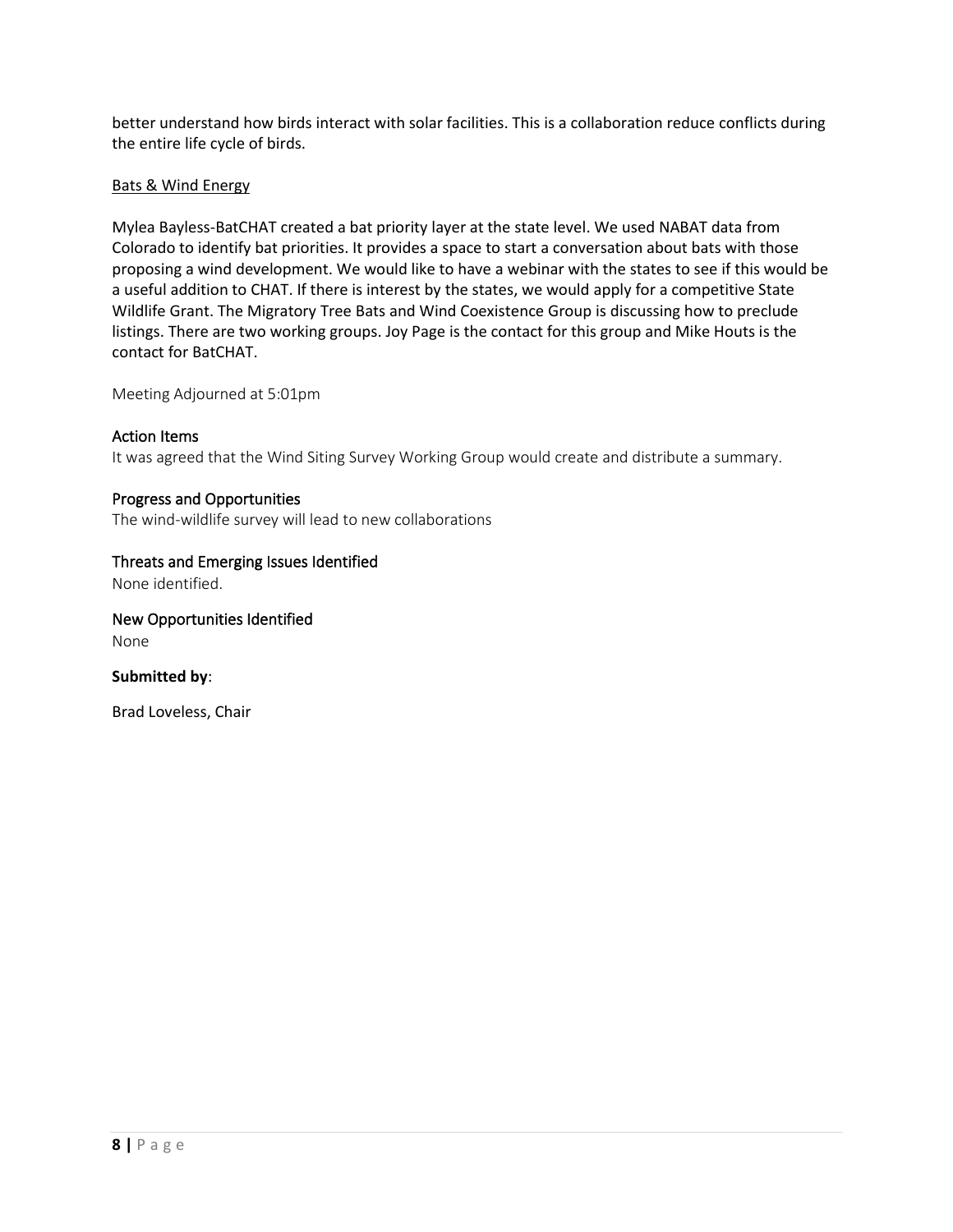better understand how birds interact with solar facilities. This is a collaboration reduce conflicts during the entire life cycle of birds.

Bats & Wind Energy

Mylea Bayless-BatCHAT created a bat priority layer at the state level. We used NABAT data from Colorado to identify bat priorities. It provides a space to start a conversation about bats with those proposing a wind development. We would like to have a webinar with the states to see if this would be a useful addition to CHAT. If there is interest by the states, we would apply for a competitive State Wildlife Grant. The Migratory Tree Bats and Wind Coexistence Group is discussing how to preclude listings. There are two working groups. Joy Page is the contact for this group and Mike Houts is the contact for BatCHAT.

Meeting Adjourned at 5:01pm

### Action Items

It was agreed that the Wind Siting Survey Working Group would create and distribute a summary.

### Progress and Opportunities

The wind-wildlife survey will lead to new collaborations

### Threats and Emerging Issues Identified

None identified.

### New Opportunities Identified

None

**Submitted by**:

Brad Loveless, Chair